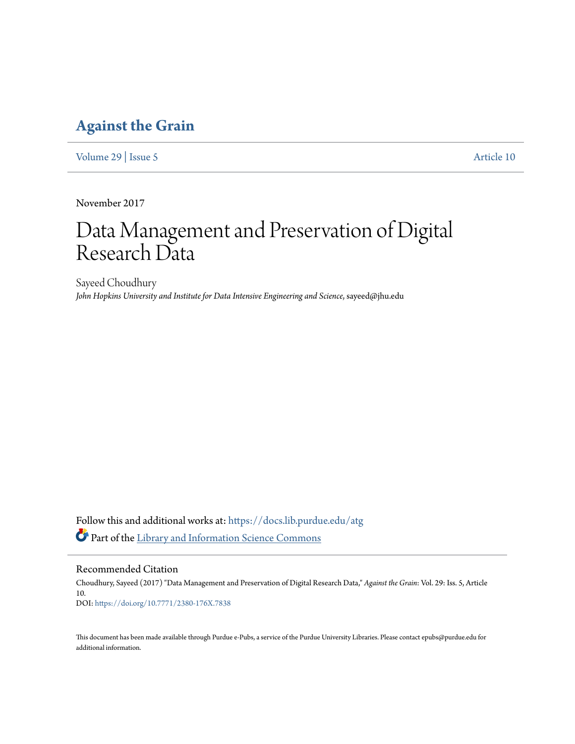# Against the Grain

Volume 29 | Issue 5 Article 10

November 2017

# Data Management and Preservation of Digital Research Data

Sayeed Choudhury

*John Hopkins University and Institute for Data Intensive Engineering and Science*, sayeed@jhu.edu

Follow this and additional works at: https://docs.lib.purdue.edu/atg

Part of the Library and Information Science Commons

## Recommended Citation

Choudhury, Sayeed (2017) "Data Management and Preservation of Digital Research Data," *Against the Grain*: Vol. 29: Iss. 5, Article 10.

DOI: https://doi.org/10.7771/2380-176X.7838

This document has been made available through Purdue e-Pubs, a service of the Purdue University Libraries. Please contact epubs@purdue.edu for additional information.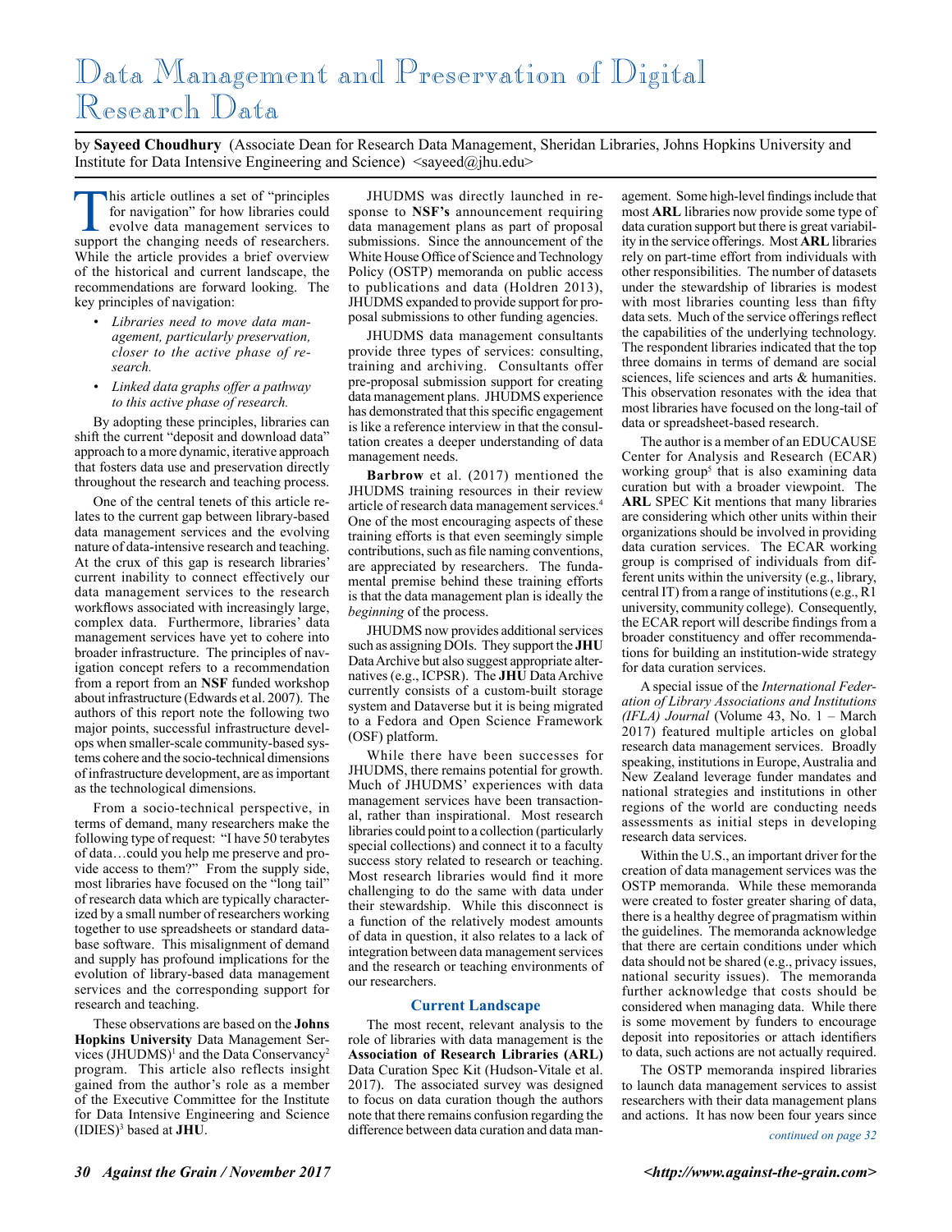# Data Management and Preservation of Digital Research Data

by **Sayeed Choudhury** (Associate Dean for Research Data Management, Sheridan Libraries, Johns Hopkins University and Institute for Data Intensive Engineering and Science) <sayeed@jhu.edu>

This article outlines a set of "principles for navigation" for how libraries could evolve data management services to support the changing needs of researchers. While the article provides a brief overview of the historical and current landscape, the recommendations are forward looking. The key principles of navigation:

- *Libraries need to move data management, particularly preservation, closer to the active phase of research.*
- *Linked data graphs offer a pathway to this active phase of research.*

By adopting these principles, libraries can shift the current "deposit and download data" approach to a more dynamic, iterative approach that fosters data use and preservation directly throughout the research and teaching process.

One of the central tenets of this article relates to the current gap between library-based data management services and the evolving nature of data-intensive research and teaching. At the crux of this gap is research libraries' current inability to connect effectively our data management services to the research workflows associated with increasingly large, complex data. Furthermore, libraries' data management services have yet to cohere into broader infrastructure. The principles of navigation concept refers to a recommendation from a report from an **NSF** funded workshop about infrastructure (Edwards et al. 2007). The authors of this report note the following two major points, successful infrastructure develops when smaller-scale community-based systems cohere and the socio-technical dimensions of infrastructure development, are as important as the technological dimensions.

From a socio-technical perspective, in terms of demand, many researchers make the following type of request: "I have 50 terabytes of data…could you help me preserve and provide access to them?" From the supply side, most libraries have focused on the "long tail" of research data which are typically characterized by a small number of researchers working together to use spreadsheets or standard database software. This misalignment of demand and supply has profound implications for the evolution of library-based data management services and the corresponding support for research and teaching.

These observations are based on the **Johns Hopkins University** Data Management Services (JHUDMS)[1] and the Data Conservancy[2] program. This article also reflects insight gained from the author's role as a member of the Executive Committee for the Institute for Data Intensive Engineering and Science (IDIES)[3] based at **JHU**.

JHUDMS was directly launched in response to **NSF's** announcement requiring data management plans as part of proposal submissions. Since the announcement of the White House Office of Science and Technology Policy (OSTP) memoranda on public access to publications and data (Holdren 2013), JHUDMS expanded to provide support for proposal submissions to other funding agencies.

JHUDMS data management consultants provide three types of services: consulting, training and archiving. Consultants offer pre-proposal submission support for creating data management plans. JHUDMS experience has demonstrated that this specific engagement is like a reference interview in that the consultation creates a deeper understanding of data management needs.

**Barbrow** et al. (2017) mentioned the JHUDMS training resources in their review article of research data management services.[4] One of the most encouraging aspects of these training efforts is that even seemingly simple contributions, such as file naming conventions, are appreciated by researchers. The fundamental premise behind these training efforts is that the data management plan is ideally the *beginning* of the process.

JHUDMS now provides additional services such as assigning DOIs. They support the **JHU** Data Archive but also suggest appropriate alternatives (e.g., ICPSR). The **JHU** Data Archive currently consists of a custom-built storage system and Dataverse but it is being migrated to a Fedora and Open Science Framework (OSF) platform.

While there have been successes for JHUDMS, there remains potential for growth. Much of JHUDMS' experiences with data management services have been transactional, rather than inspirational. Most research libraries could point to a collection (particularly special collections) and connect it to a faculty success story related to research or teaching. Most research libraries would find it more challenging to do the same with data under their stewardship. While this disconnect is a function of the relatively modest amounts of data in question, it also relates to a lack of integration between data management services and the research or teaching environments of our researchers.

## Current Landscape

The most recent, relevant analysis to the role of libraries with data management is the **Association of Research Libraries (ARL)** Data Curation Spec Kit (Hudson-Vitale et al. 2017). The associated survey was designed to focus on data curation though the authors note that there remains confusion regarding the difference between data curation and data management. Some high-level findings include that most **ARL** libraries now provide some type of data curation support but there is great variability in the service offerings. Most **ARL** libraries rely on part-time effort from individuals with other responsibilities. The number of datasets under the stewardship of libraries is modest with most libraries counting less than fifty data sets. Much of the service offerings reflect the capabilities of the underlying technology. The respondent libraries indicated that the top three domains in terms of demand are social sciences, life sciences and arts & humanities. This observation resonates with the idea that most libraries have focused on the long-tail of data or spreadsheet-based research.

The author is a member of an EDUCAUSE Center for Analysis and Research (ECAR) working group[5] that is also examining data curation but with a broader viewpoint. The **ARL** SPEC Kit mentions that many libraries are considering which other units within their organizations should be involved in providing data curation services. The ECAR working group is comprised of individuals from different units within the university (e.g., library, central IT) from a range of institutions (e.g., R1 university, community college). Consequently, the ECAR report will describe findings from a broader constituency and offer recommendations for building an institution-wide strategy for data curation services.

A special issue of the *International Federation of Library Associations and Institutions (IFLA) Journal* (Volume 43, No. 1 – March 2017) featured multiple articles on global research data management services. Broadly speaking, institutions in Europe, Australia and New Zealand leverage funder mandates and national strategies and institutions in other regions of the world are conducting needs assessments as initial steps in developing research data services.

Within the U.S., an important driver for the creation of data management services was the OSTP memoranda. While these memoranda were created to foster greater sharing of data, there is a healthy degree of pragmatism within the guidelines. The memoranda acknowledge that there are certain conditions under which data should not be shared (e.g., privacy issues, national security issues). The memoranda further acknowledge that costs should be considered when managing data. While there is some movement by funders to encourage deposit into repositories or attach identifiers to data, such actions are not actually required.

The OSTP memoranda inspired libraries to launch data management services to assist researchers with their data management plans and actions. It has now been four years since

*continued on page 32*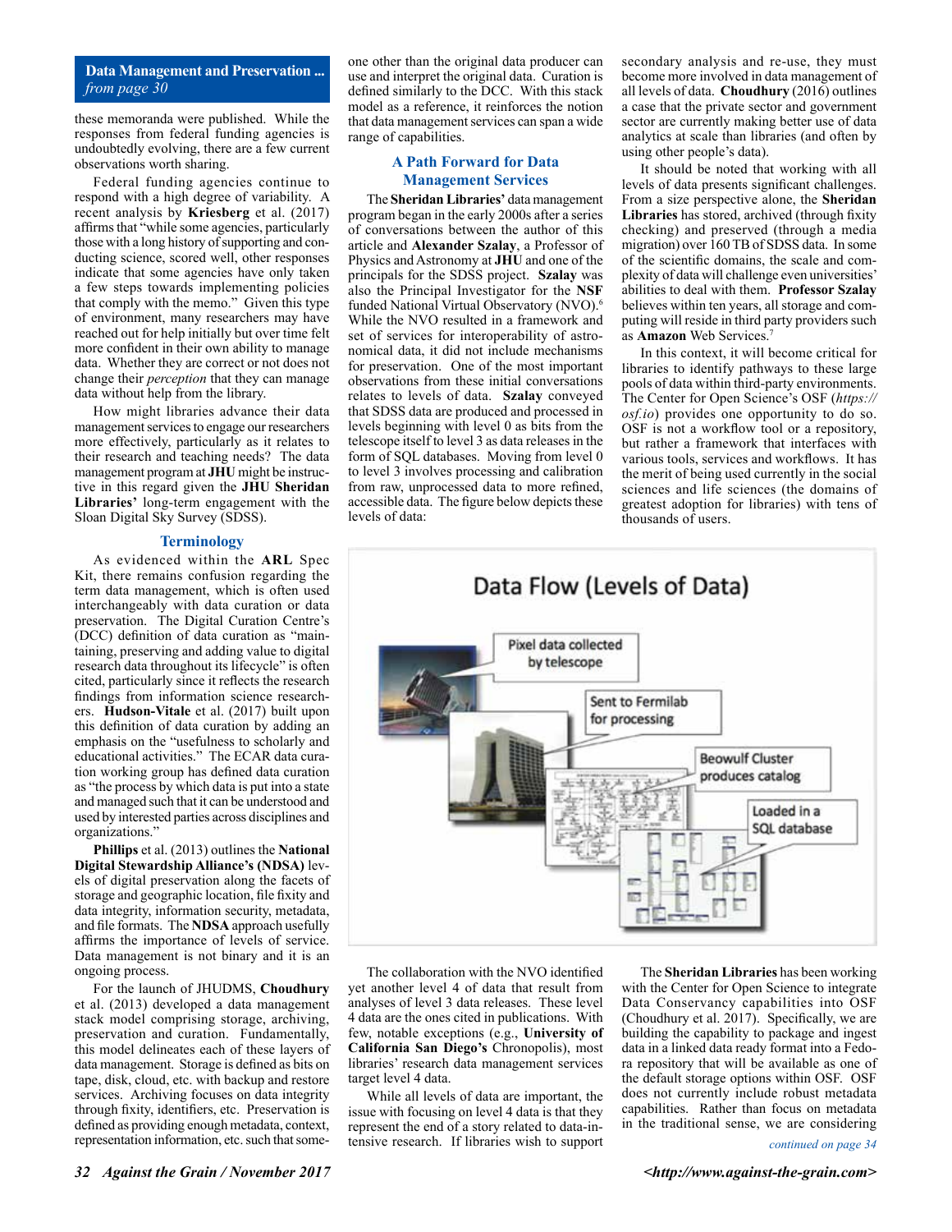**Data Management and Preservation ...** *from page 30*

these memoranda were published. While the responses from federal funding agencies is undoubtedly evolving, there are a few current observations worth sharing.

Federal funding agencies continue to respond with a high degree of variability. A recent analysis by **Kriesberg** et al. (2017) affirms that "while some agencies, particularly those with a long history of supporting and conducting science, scored well, other responses indicate that some agencies have only taken a few steps towards implementing policies that comply with the memo." Given this type of environment, many researchers may have reached out for help initially but over time felt more confident in their own ability to manage data. Whether they are correct or not does not change their *perception* that they can manage data without help from the library.

How might libraries advance their data management services to engage our researchers more effectively, particularly as it relates to their research and teaching needs? The data management program at **JHU** might be instructive in this regard given the **JHU Sheridan Libraries'** long-term engagement with the Sloan Digital Sky Survey (SDSS).

## Terminology

As evidenced within the **ARL** Spec Kit, there remains confusion regarding the term data management, which is often used interchangeably with data curation or data preservation. The Digital Curation Centre's (DCC) definition of data curation as "maintaining, preserving and adding value to digital research data throughout its lifecycle" is often cited, particularly since it reflects the research findings from information science researchers. **Hudson-Vitale** et al. (2017) built upon this definition of data curation by adding an emphasis on the "usefulness to scholarly and educational activities." The ECAR data curation working group has defined data curation as "the process by which data is put into a state and managed such that it can be understood and used by interested parties across disciplines and organizations."

**Phillips** et al. (2013) outlines the **National Digital Stewardship Alliance's (NDSA)** levels of digital preservation along the facets of storage and geographic location, file fixity and data integrity, information security, metadata, and file formats. The **NDSA** approach usefully affirms the importance of levels of service. Data management is not binary and it is an ongoing process.

For the launch of JHUDMS, **Choudhury** et al. (2013) developed a data management stack model comprising storage, archiving, preservation and curation. Fundamentally, this model delineates each of these layers of data management. Storage is defined as bits on tape, disk, cloud, etc. with backup and restore services. Archiving focuses on data integrity through fixity, identifiers, etc. Preservation is defined as providing enough metadata, context, representation information, etc. such that someone other than the original data producer can use and interpret the original data. Curation is defined similarly to the DCC. With this stack model as a reference, it reinforces the notion that data management services can span a wide range of capabilities.

## A Path Forward for Data Management Services

The **Sheridan Libraries'** data management program began in the early 2000s after a series of conversations between the author of this article and **Alexander Szalay**, a Professor of Physics and Astronomy at **JHU** and one of the principals for the SDSS project. **Szalay** was also the Principal Investigator for the **NSF** funded National Virtual Observatory (NVO).[6] While the NVO resulted in a framework and set of services for interoperability of astronomical data, it did not include mechanisms for preservation. One of the most important observations from these initial conversations relates to levels of data. **Szalay** conveyed that SDSS data are produced and processed in levels beginning with level 0 as bits from the telescope itself to level 3 as data releases in the form of SQL databases. Moving from level 0 to level 3 involves processing and calibration from raw, unprocessed data to more refined, accessible data. The figure below depicts these levels of data:

secondary analysis and re-use, they must become more involved in data management of all levels of data. **Choudhury** (2016) outlines a case that the private sector and government sector are currently making better use of data analytics at scale than libraries (and often by using other people's data).

It should be noted that working with all levels of data presents significant challenges. From a size perspective alone, the **Sheridan Libraries** has stored, archived (through fixity checking) and preserved (through a media migration) over 160 TB of SDSS data. In some of the scientific domains, the scale and complexity of data will challenge even universities' abilities to deal with them. **Professor Szalay** believes within ten years, all storage and computing will reside in third party providers such as **Amazon** Web Services.[7]

In this context, it will become critical for libraries to identify pathways to these large pools of data within third-party environments. The Center for Open Science's OSF (*https://osf.io*) provides one opportunity to do so. OSF is not a workflow tool or a repository, but rather a framework that interfaces with various tools, services and workflows. It has the merit of being used currently in the social sciences and life sciences (the domains of greatest adoption for libraries) with tens of thousands of users.

**Data Flow (Levels of Data)**

Pixel data collected by telescope → Sent to Fermilab for processing → Beowulf Cluster produces catalog → Loaded in a SQL database

The collaboration with the NVO identified yet another level 4 of data that result from analyses of level 3 data releases. These level 4 data are the ones cited in publications. With few, notable exceptions (e.g., **University of California San Diego's** Chronopolis), most libraries' research data management services target level 4 data.

While all levels of data are important, the issue with focusing on level 4 data is that they represent the end of a story related to data-intensive research. If libraries wish to support

The **Sheridan Libraries** has been working with the Center for Open Science to integrate Data Conservancy capabilities into OSF (Choudhury et al. 2017). Specifically, we are building the capability to package and ingest data in a linked data ready format into a Fedora repository that will be available as one of the default storage options within OSF. OSF does not currently include robust metadata capabilities. Rather than focus on metadata in the traditional sense, we are considering

*continued on page 34*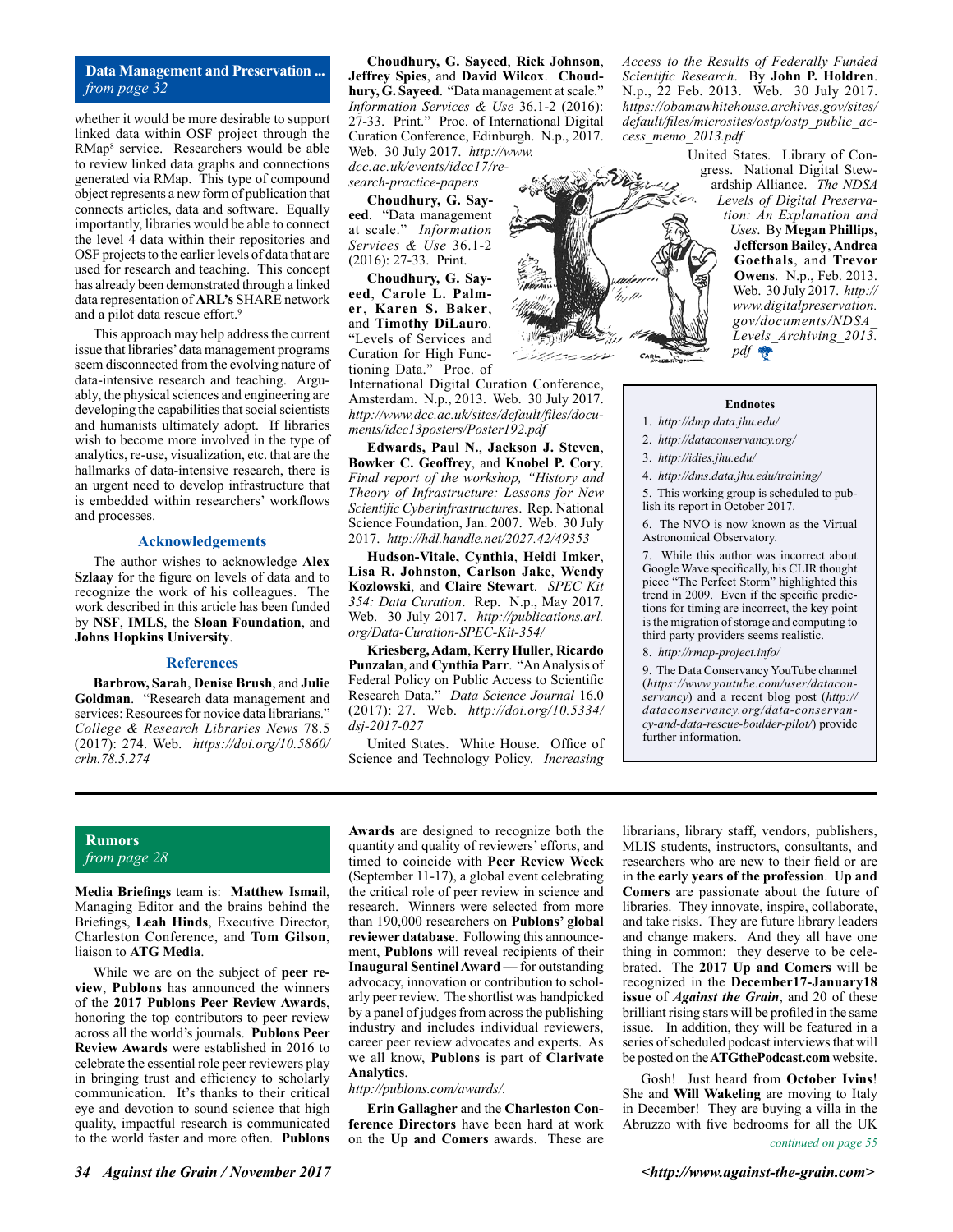**Data Management and Preservation ...**
*from page 32*

whether it would be more desirable to support linked data within OSF project through the RMap[8] service. Researchers would be able to review linked data graphs and connections generated via RMap. This type of compound object represents a new form of publication that connects articles, data and software. Equally importantly, libraries would be able to connect the level 4 data within their repositories and OSF projects to the earlier levels of data that are used for research and teaching. This concept has already been demonstrated through a linked data representation of **ARL's** SHARE network and a pilot data rescue effort.[9]

This approach may help address the current issue that libraries' data management programs seem disconnected from the evolving nature of data-intensive research and teaching. Arguably, the physical sciences and engineering are developing the capabilities that social scientists and humanists ultimately adopt. If libraries wish to become more involved in the type of analytics, re-use, visualization, etc. that are the hallmarks of data-intensive research, there is an urgent need to develop infrastructure that is embedded within researchers' workflows and processes.

### Acknowledgements

The author wishes to acknowledge **Alex Szlaay** for the figure on levels of data and to recognize the work of his colleagues. The work described in this article has been funded by **NSF**, **IMLS**, the **Sloan Foundation**, and **Johns Hopkins University**.

### References

**Barbrow, Sarah**, **Denise Brush**, and **Julie Goldman**. "Research data management and services: Resources for novice data librarians." *College & Research Libraries News* 78.5 (2017): 274. Web. *https://doi.org/10.5860/crln.78.5.274*

**Choudhury, G. Sayeed**, **Rick Johnson**, **Jeffrey Spies**, and **David Wilcox**. **Choudhury, G. Sayeed**. "Data management at scale." *Information Services & Use* 36.1-2 (2016): 27-33. Print." Proc. of International Digital Curation Conference, Edinburgh. N.p., 2017. Web. 30 July 2017. *http://www.dcc.ac.uk/events/idcc17/research-practice-papers*

**Choudhury, G. Sayeed**. "Data management at scale." *Information Services & Use* 36.1-2 (2016): 27-33. Print.

**Choudhury, G. Sayeed**, **Carole L. Palmer**, **Karen S. Baker**, and **Timothy DiLauro**. "Levels of Services and Curation for High Functioning Data." Proc. of International Digital Curation Conference, Amsterdam. N.p., 2013. Web. 30 July 2017. *http://www.dcc.ac.uk/sites/default/files/documents/idcc13posters/Poster192.pdf*

**Edwards, Paul N.**, **Jackson J. Steven**, **Bowker C. Geoffrey**, and **Knobel P. Cory**. *Final report of the workshop, "History and Theory of Infrastructure: Lessons for New Scientific Cyberinfrastructures*. Rep. National Science Foundation, Jan. 2007. Web. 30 July 2017. *http://hdl.handle.net/2027.42/49353*

**Hudson-Vitale, Cynthia**, **Heidi Imker**, **Lisa R. Johnston**, **Carlson Jake**, **Wendy Kozlowski**, and **Claire Stewart**. *SPEC Kit 354: Data Curation*. Rep. N.p., May 2017. Web. 30 July 2017. *http://publications.arl.org/Data-Curation-SPEC-Kit-354/*

**Kriesberg, Adam**, **Kerry Huller**, **Ricardo Punzalan**, and **Cynthia Parr**. "An Analysis of Federal Policy on Public Access to Scientific Research Data." *Data Science Journal* 16.0 (2017): 27. Web. *http://doi.org/10.5334/dsj-2017-027*

United States. White House. Office of Science and Technology Policy. *Increasing Access to the Results of Federally Funded Scientific Research*. By **John P. Holdren**. N.p., 22 Feb. 2013. Web. 30 July 2017. *https://obamawhitehouse.archives.gov/sites/default/files/microsites/ostp/ostp_public_access_memo_2013.pdf*

United States. Library of Congress. National Digital Stewardship Alliance. *The NDSA Levels of Digital Preservation: An Explanation and Uses*. By **Megan Phillips**, **Jefferson Bailey**, **Andrea Goethals**, and **Trevor Owens**. N.p., Feb. 2013. Web. 30 July 2017. *http://www.digitalpreservation.gov/documents/NDSA_Levels_Archiving_2013.pdf*

#### Endnotes

1. *http://dmp.data.jhu.edu/*
2. *http://dataconservancy.org/*
3. *http://idies.jhu.edu/*
4. *http://dms.data.jhu.edu/training/*
5. This working group is scheduled to publish its report in October 2017.
6. The NVO is now known as the Virtual Astronomical Observatory.
7. While this author was incorrect about Google Wave specifically, his CLIR thought piece "The Perfect Storm" highlighted this trend in 2009. Even if the specific predictions for timing are incorrect, the key point is the migration of storage and computing to third party providers seems realistic.
8. *http://rmap-project.info/*
9. The Data Conservancy YouTube channel (*https://www.youtube.com/user/dataconservancy*) and a recent blog post (*http://dataconservancy.org/data-conservancy-and-data-rescue-boulder-pilot/*) provide further information.

---

**Rumors**
*from page 28*

**Media Briefings** team is: **Matthew Ismail**, Managing Editor and the brains behind the Briefings, **Leah Hinds**, Executive Director, Charleston Conference, and **Tom Gilson**, liaison to **ATG Media**.

While we are on the subject of **peer review**, **Publons** has announced the winners of the **2017 Publons Peer Review Awards**, honoring the top contributors to peer review across all the world's journals. **Publons Peer Review Awards** were established in 2016 to celebrate the essential role peer reviewers play in bringing trust and efficiency to scholarly communication. It's thanks to their critical eye and devotion to sound science that high quality, impactful research is communicated to the world faster and more often. **Publons Awards** are designed to recognize both the quantity and quality of reviewers' efforts, and timed to coincide with **Peer Review Week** (September 11-17), a global event celebrating the critical role of peer review in science and research. Winners were selected from more than 190,000 researchers on **Publons' global reviewer database**. Following this announcement, **Publons** will reveal recipients of their **Inaugural Sentinel Award** — for outstanding advocacy, innovation or contribution to scholarly peer review. The shortlist was handpicked by a panel of judges from across the publishing industry and includes individual reviewers, career peer review advocates and experts. As we all know, **Publons** is part of **Clarivate Analytics**.

*http://publons.com/awards/.*

**Erin Gallagher** and the **Charleston Conference Directors** have been hard at work on the **Up and Comers** awards. These are librarians, library staff, vendors, publishers, MLIS students, instructors, consultants, and researchers who are new to their field or are in **the early years of the profession**. **Up and Comers** are passionate about the future of libraries. They innovate, inspire, collaborate, and take risks. They are future library leaders and change makers. And they all have one thing in common: they deserve to be celebrated. The **2017 Up and Comers** will be recognized in the **December17-January18 issue** of ***Against the Grain***, and 20 of these brilliant rising stars will be profiled in the same issue. In addition, they will be featured in a series of scheduled podcast interviews that will be posted on the **ATGthePodcast.com** website.

Gosh! Just heard from **October Ivins**! She and **Will Wakeling** are moving to Italy in December! They are buying a villa in the Abruzzo with five bedrooms for all the UK

*continued on page 55*